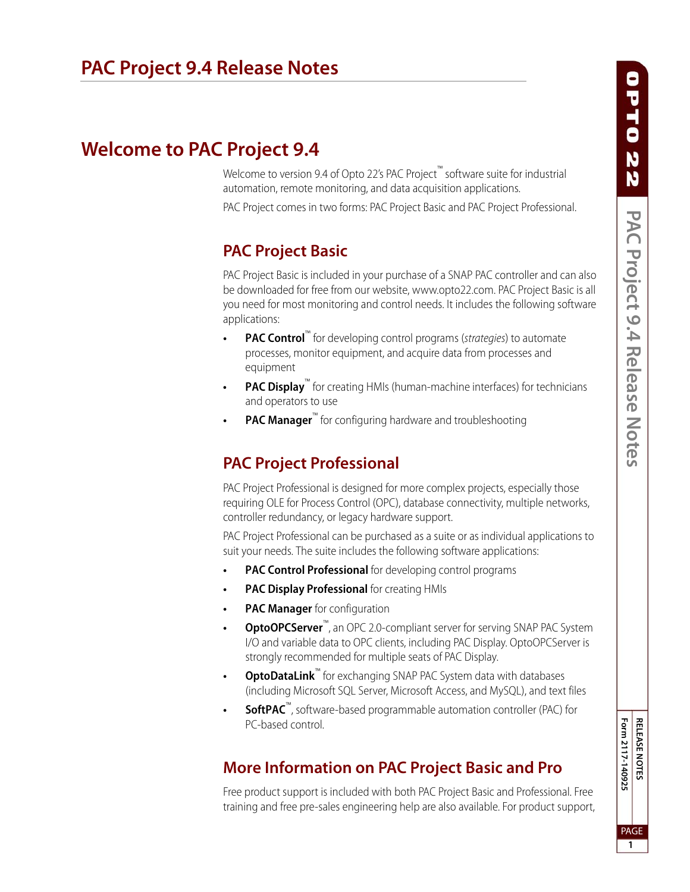# PAC Project 9.4 Release Notes

## Welcome to PAC Project 9.4

Welcome to version 9.4 of Opto 22's PAC Project™ software suite for industrial automation, remote monitoring, and data acquisition applications.

PAC Project comes in two forms: PAC Project Basic and PAC Project Professional.

### PAC Project Basic

PAC Project Basic is included in your purchase of a SNAP PAC controller and can also be downloaded for free from our website, www.opto22.com. PAC Project Basic is all you need for most monitoring and control needs. It includes the following software applications:

- **PAC Control**™ for developing control programs (*strategies*) to automate processes, monitor equipment, and acquire data from processes and equipment
- **PAC Display**™ for creating HMIs (human-machine interfaces) for technicians and operators to use
- **PAC Manager**™ for configuring hardware and troubleshooting

### PAC Project Professional

PAC Project Professional is designed for more complex projects, especially those requiring OLE for Process Control (OPC), database connectivity, multiple networks, controller redundancy, or legacy hardware support.

PAC Project Professional can be purchased as a suite or as individual applications to suit your needs. The suite includes the following software applications:

- **PAC Control Professional** for developing control programs
- **PAC Display Professional** for creating HMIs
- **PAC Manager** for configuration
- **OptoOPCServer**™, an OPC 2.0-compliant server for serving SNAP PAC System I/O and variable data to OPC clients, including PAC Display. OptoOPCServer is strongly recommended for multiple seats of PAC Display.
- **OptoDataLink**™ for exchanging SNAP PAC System data with databases (including Microsoft SQL Server, Microsoft Access, and MySQL), and text files
- **SoftPAC**™, software-based programmable automation controller (PAC) for PC-based control.

### More Information on PAC Project Basic and Pro

Free product support is included with both PAC Project Basic and Professional. Free training and free pre-sales engineering help are also available. For product support,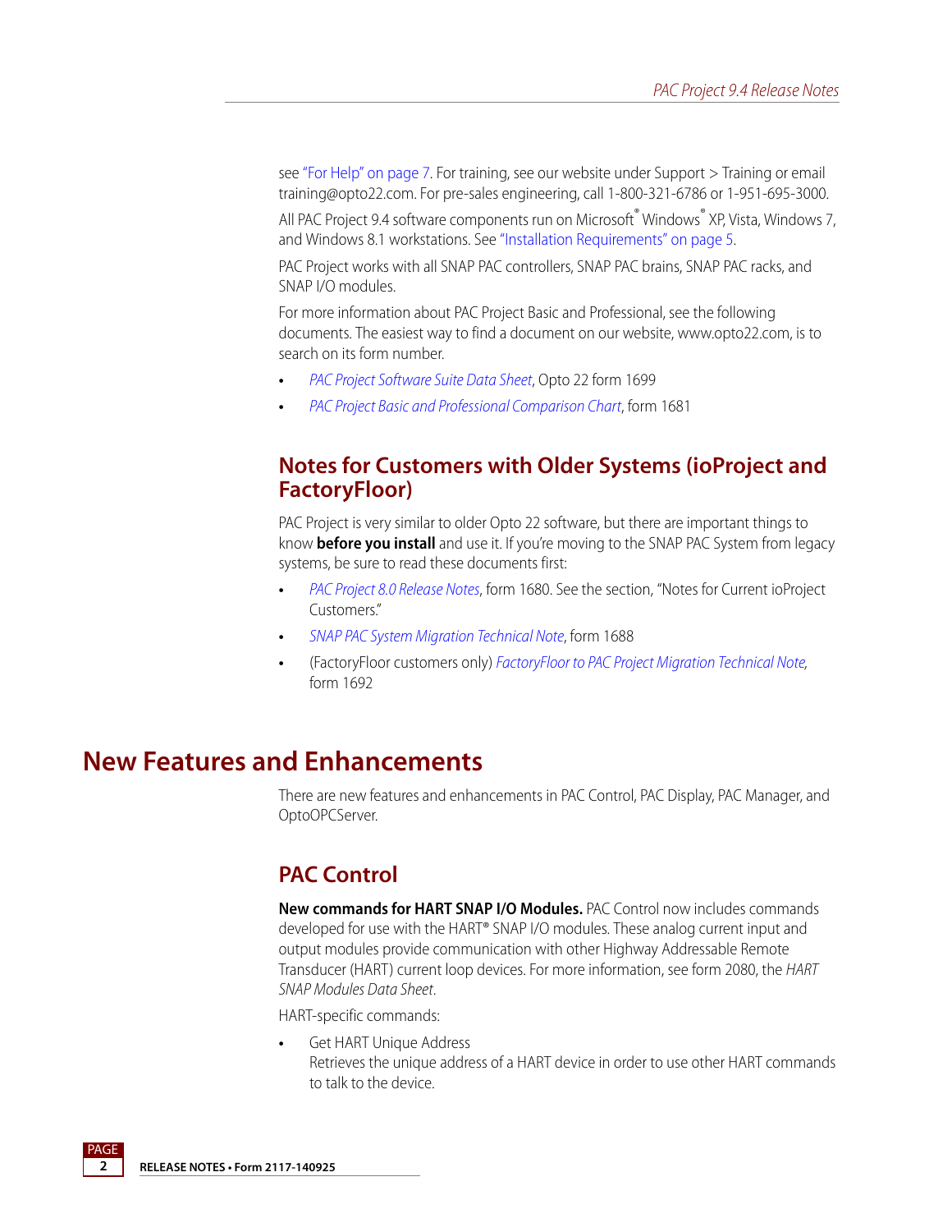see "For Help" on page 7. For training, see our website under Support > Training or email training@opto22.com. For pre-sales engineering, call 1-800-321-6786 or 1-951-695-3000.

All PAC Project 9.4 software components run on Microsoft® Windows® XP, Vista, Windows 7, and Windows 8.1 workstations. See "Installation Requirements" on page 5.

PAC Project works with all SNAP PAC controllers, SNAP PAC brains, SNAP PAC racks, and SNAP I/O modules.

For more information about PAC Project Basic and Professional, see the following documents. The easiest way to find a document on our website, www.opto22.com, is to search on its form number.

- *PAC Project Software Suite Data Sheet*, Opto 22 form 1699
- *PAC Project Basic and Professional Comparison Chart*, form 1681

## Notes for Customers with Older Systems (ioProject and FactoryFloor)

PAC Project is very similar to older Opto 22 software, but there are important things to know **before you install** and use it. If you're moving to the SNAP PAC System from legacy systems, be sure to read these documents first:

- *PAC Project 8.0 Release Notes*, form 1680. See the section, "Notes for Current ioProject Customers."
- *SNAP PAC System Migration Technical Note*, form 1688
- (FactoryFloor customers only) *FactoryFloor to PAC Project Migration Technical Note*, form 1692

# New Features and Enhancements

There are new features and enhancements in PAC Control, PAC Display, PAC Manager, and OptoOPCServer.

## PAC Control

**New commands for HART SNAP I/O Modules.** PAC Control now includes commands developed for use with the HART® SNAP I/O modules. These analog current input and output modules provide communication with other Highway Addressable Remote Transducer (HART) current loop devices. For more information, see form 2080, the *HART SNAP Modules Data Sheet*.

HART-specific commands:

- Get HART Unique Address
  Retrieves the unique address of a HART device in order to use other HART commands to talk to the device.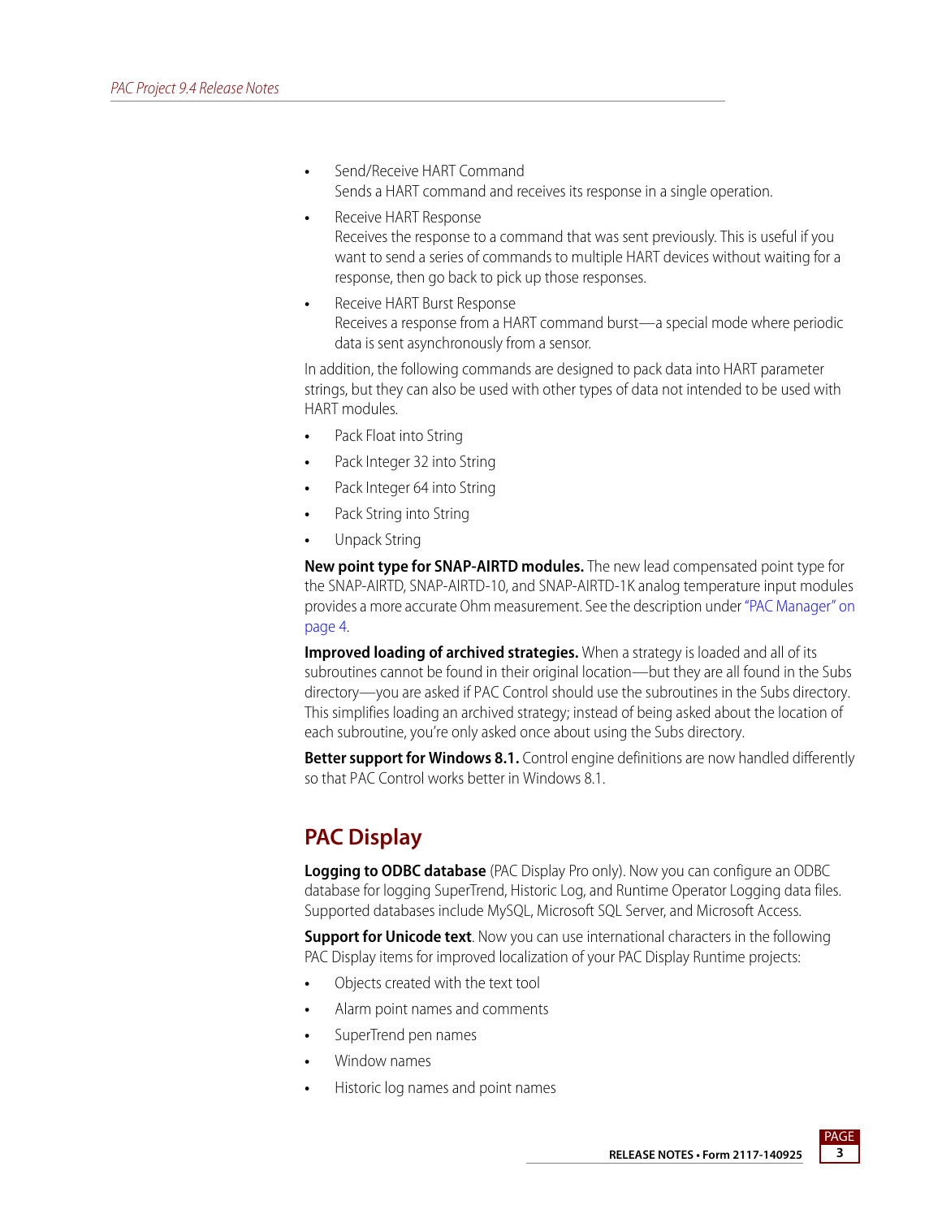- Send/Receive HART Command
  Sends a HART command and receives its response in a single operation.
- Receive HART Response
  Receives the response to a command that was sent previously. This is useful if you want to send a series of commands to multiple HART devices without waiting for a response, then go back to pick up those responses.
- Receive HART Burst Response
  Receives a response from a HART command burst—a special mode where periodic data is sent asynchronously from a sensor.

In addition, the following commands are designed to pack data into HART parameter strings, but they can also be used with other types of data not intended to be used with HART modules.

- Pack Float into String
- Pack Integer 32 into String
- Pack Integer 64 into String
- Pack String into String
- Unpack String

**New point type for SNAP-AIRTD modules.** The new lead compensated point type for the SNAP-AIRTD, SNAP-AIRTD-10, and SNAP-AIRTD-1K analog temperature input modules provides a more accurate Ohm measurement. See the description under "PAC Manager" on page 4.

**Improved loading of archived strategies.** When a strategy is loaded and all of its subroutines cannot be found in their original location—but they are all found in the Subs directory—you are asked if PAC Control should use the subroutines in the Subs directory. This simplifies loading an archived strategy; instead of being asked about the location of each subroutine, you're only asked once about using the Subs directory.

**Better support for Windows 8.1.** Control engine definitions are now handled differently so that PAC Control works better in Windows 8.1.

## PAC Display

**Logging to ODBC database** (PAC Display Pro only). Now you can configure an ODBC database for logging SuperTrend, Historic Log, and Runtime Operator Logging data files. Supported databases include MySQL, Microsoft SQL Server, and Microsoft Access.

**Support for Unicode text**. Now you can use international characters in the following PAC Display items for improved localization of your PAC Display Runtime projects:

- Objects created with the text tool
- Alarm point names and comments
- SuperTrend pen names
- Window names
- Historic log names and point names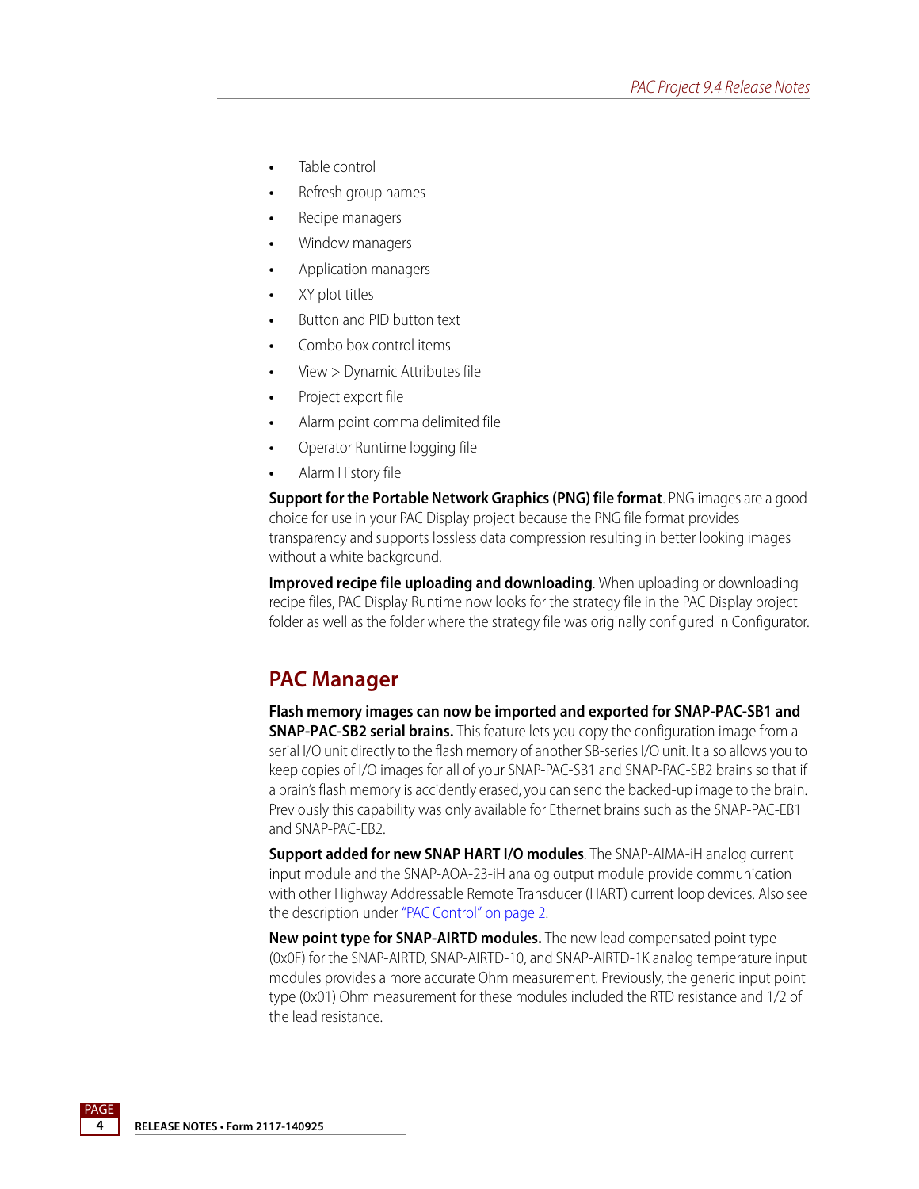- Table control
- Refresh group names
- Recipe managers
- Window managers
- Application managers
- XY plot titles
- Button and PID button text
- Combo box control items
- View > Dynamic Attributes file
- Project export file
- Alarm point comma delimited file
- Operator Runtime logging file
- Alarm History file

**Support for the Portable Network Graphics (PNG) file format**. PNG images are a good choice for use in your PAC Display project because the PNG file format provides transparency and supports lossless data compression resulting in better looking images without a white background.

**Improved recipe file uploading and downloading**. When uploading or downloading recipe files, PAC Display Runtime now looks for the strategy file in the PAC Display project folder as well as the folder where the strategy file was originally configured in Configurator.

## PAC Manager

**Flash memory images can now be imported and exported for SNAP-PAC-SB1 and SNAP-PAC-SB2 serial brains.** This feature lets you copy the configuration image from a serial I/O unit directly to the flash memory of another SB-series I/O unit. It also allows you to keep copies of I/O images for all of your SNAP-PAC-SB1 and SNAP-PAC-SB2 brains so that if a brain's flash memory is accidently erased, you can send the backed-up image to the brain. Previously this capability was only available for Ethernet brains such as the SNAP-PAC-EB1 and SNAP-PAC-EB2.

**Support added for new SNAP HART I/O modules**. The SNAP-AIMA-iH analog current input module and the SNAP-AOA-23-iH analog output module provide communication with other Highway Addressable Remote Transducer (HART) current loop devices. Also see the description under "PAC Control" on page 2.

**New point type for SNAP-AIRTD modules.** The new lead compensated point type (0x0F) for the SNAP-AIRTD, SNAP-AIRTD-10, and SNAP-AIRTD-1K analog temperature input modules provides a more accurate Ohm measurement. Previously, the generic input point type (0x01) Ohm measurement for these modules included the RTD resistance and 1/2 of the lead resistance.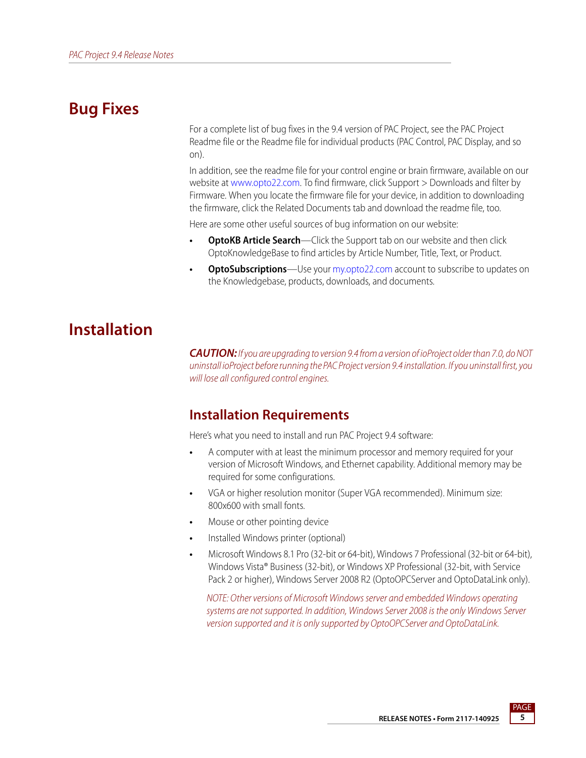# Bug Fixes

For a complete list of bug fixes in the 9.4 version of PAC Project, see the PAC Project Readme file or the Readme file for individual products (PAC Control, PAC Display, and so on).

In addition, see the readme file for your control engine or brain firmware, available on our website at www.opto22.com. To find firmware, click Support > Downloads and filter by Firmware. When you locate the firmware file for your device, in addition to downloading the firmware, click the Related Documents tab and download the readme file, too.

Here are some other useful sources of bug information on our website:

- **OptoKB Article Search**—Click the Support tab on our website and then click OptoKnowledgeBase to find articles by Article Number, Title, Text, or Product.
- **OptoSubscriptions**—Use your my.opto22.com account to subscribe to updates on the Knowledgebase, products, downloads, and documents.

# Installation

***CAUTION:*** *If you are upgrading to version 9.4 from a version of ioProject older than 7.0, do NOT uninstall ioProject before running the PAC Project version 9.4 installation. If you uninstall first, you will lose all configured control engines.*

## Installation Requirements

Here's what you need to install and run PAC Project 9.4 software:

- A computer with at least the minimum processor and memory required for your version of Microsoft Windows, and Ethernet capability. Additional memory may be required for some configurations.
- VGA or higher resolution monitor (Super VGA recommended). Minimum size: 800x600 with small fonts.
- Mouse or other pointing device
- Installed Windows printer (optional)
- Microsoft Windows 8.1 Pro (32-bit or 64-bit), Windows 7 Professional (32-bit or 64-bit), Windows Vista® Business (32-bit), or Windows XP Professional (32-bit, with Service Pack 2 or higher), Windows Server 2008 R2 (OptoOPCServer and OptoDataLink only).

  *NOTE: Other versions of Microsoft Windows server and embedded Windows operating systems are not supported. In addition, Windows Server 2008 is the only Windows Server version supported and it is only supported by OptoOPCServer and OptoDataLink.*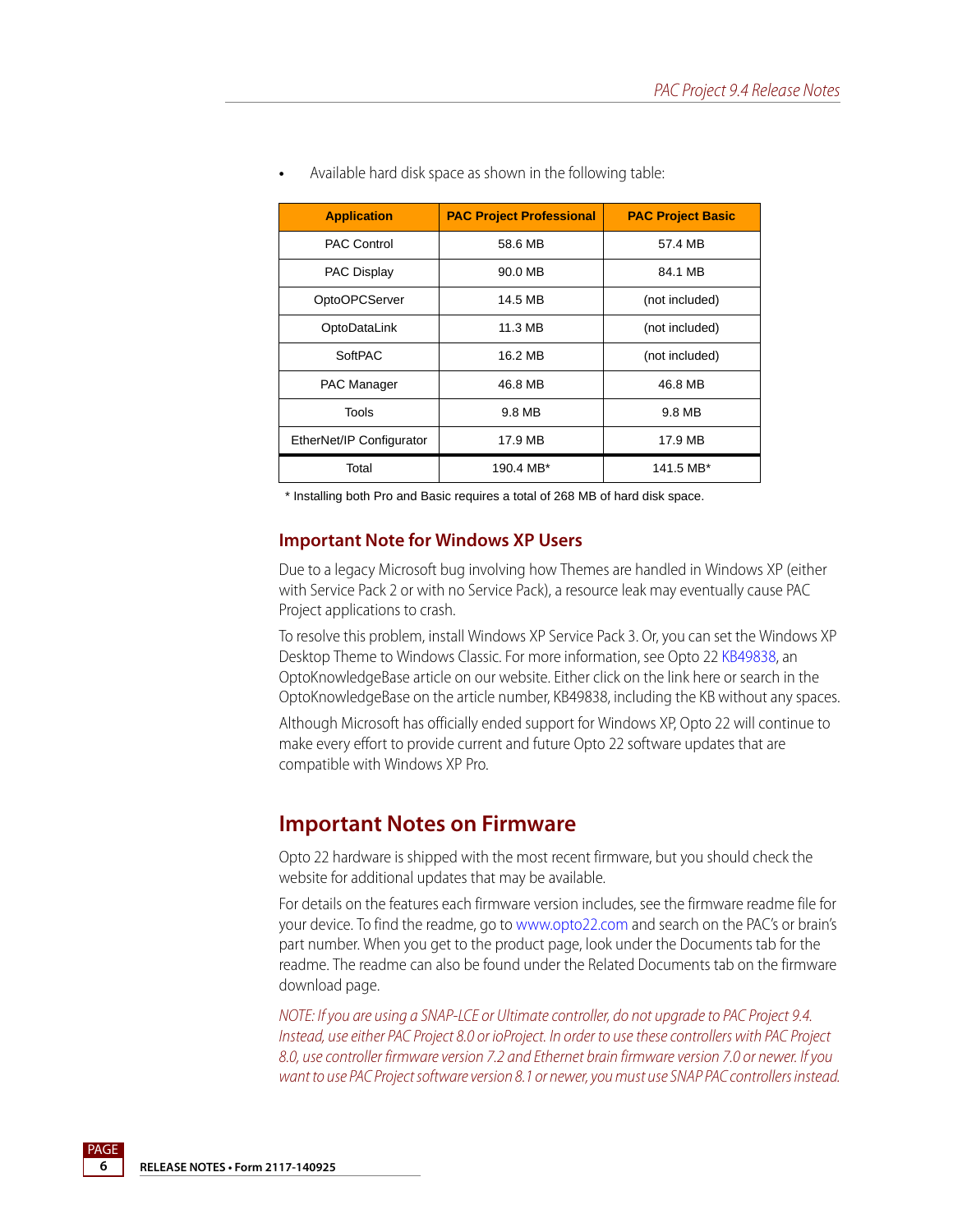- Available hard disk space as shown in the following table:

| Application | PAC Project Professional | PAC Project Basic |
| --- | --- | --- |
| PAC Control | 58.6 MB | 57.4 MB |
| PAC Display | 90.0 MB | 84.1 MB |
| OptoOPCServer | 14.5 MB | (not included) |
| OptoDataLink | 11.3 MB | (not included) |
| SoftPAC | 16.2 MB | (not included) |
| PAC Manager | 46.8 MB | 46.8 MB |
| Tools | 9.8 MB | 9.8 MB |
| EtherNet/IP Configurator | 17.9 MB | 17.9 MB |
| Total | 190.4 MB* | 141.5 MB* |

\* Installing both Pro and Basic requires a total of 268 MB of hard disk space.

### Important Note for Windows XP Users

Due to a legacy Microsoft bug involving how Themes are handled in Windows XP (either with Service Pack 2 or with no Service Pack), a resource leak may eventually cause PAC Project applications to crash.

To resolve this problem, install Windows XP Service Pack 3. Or, you can set the Windows XP Desktop Theme to Windows Classic. For more information, see Opto 22 KB49838, an OptoKnowledgeBase article on our website. Either click on the link here or search in the OptoKnowledgeBase on the article number, KB49838, including the KB without any spaces.

Although Microsoft has officially ended support for Windows XP, Opto 22 will continue to make every effort to provide current and future Opto 22 software updates that are compatible with Windows XP Pro.

## Important Notes on Firmware

Opto 22 hardware is shipped with the most recent firmware, but you should check the website for additional updates that may be available.

For details on the features each firmware version includes, see the firmware readme file for your device. To find the readme, go to www.opto22.com and search on the PAC's or brain's part number. When you get to the product page, look under the Documents tab for the readme. The readme can also be found under the Related Documents tab on the firmware download page.

*NOTE: If you are using a SNAP-LCE or Ultimate controller, do not upgrade to PAC Project 9.4. Instead, use either PAC Project 8.0 or ioProject. In order to use these controllers with PAC Project 8.0, use controller firmware version 7.2 and Ethernet brain firmware version 7.0 or newer. If you want to use PAC Project software version 8.1 or newer, you must use SNAP PAC controllers instead.*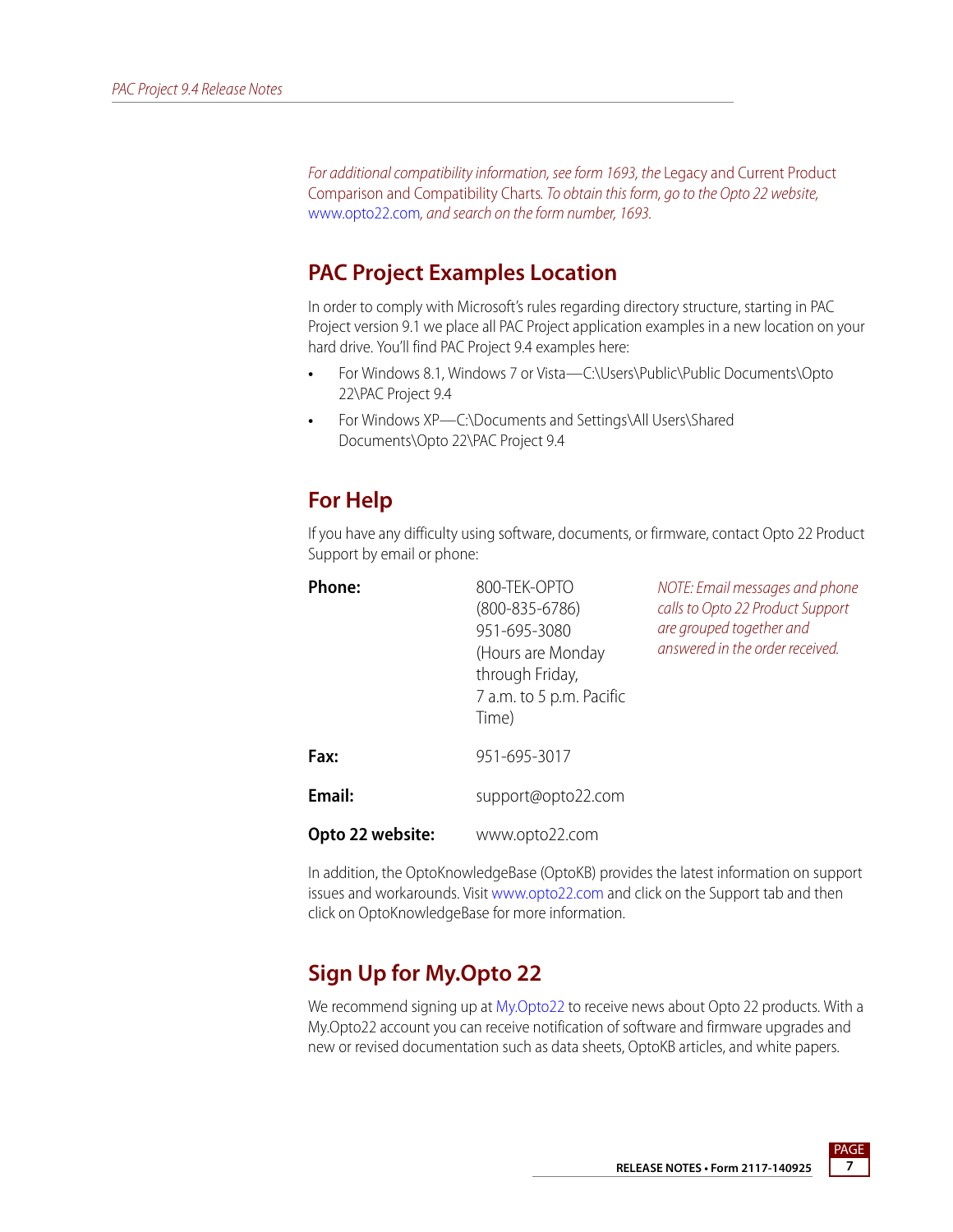*For additional compatibility information, see form 1693, the* Legacy and Current Product Comparison and Compatibility Charts*. To obtain this form, go to the Opto 22 website, www.opto22.com, and search on the form number, 1693.*

## PAC Project Examples Location

In order to comply with Microsoft's rules regarding directory structure, starting in PAC Project version 9.1 we place all PAC Project application examples in a new location on your hard drive. You'll find PAC Project 9.4 examples here:

- For Windows 8.1, Windows 7 or Vista—C:\Users\Public\Public Documents\Opto 22\PAC Project 9.4
- For Windows XP—C:\Documents and Settings\All Users\Shared Documents\Opto 22\PAC Project 9.4

## For Help

If you have any difficulty using software, documents, or firmware, contact Opto 22 Product Support by email or phone:

| | |
|---|---|
| **Phone:** | 800-TEK-OPTO (800-835-6786) 951-695-3080 (Hours are Monday through Friday, 7 a.m. to 5 p.m. Pacific Time) |
| **Fax:** | 951-695-3017 |
| **Email:** | support@opto22.com |
| **Opto 22 website:** | www.opto22.com |

*NOTE: Email messages and phone calls to Opto 22 Product Support are grouped together and answered in the order received.*

In addition, the OptoKnowledgeBase (OptoKB) provides the latest information on support issues and workarounds. Visit www.opto22.com and click on the Support tab and then click on OptoKnowledgeBase for more information.

## Sign Up for My.Opto 22

We recommend signing up at My.Opto22 to receive news about Opto 22 products. With a My.Opto22 account you can receive notification of software and firmware upgrades and new or revised documentation such as data sheets, OptoKB articles, and white papers.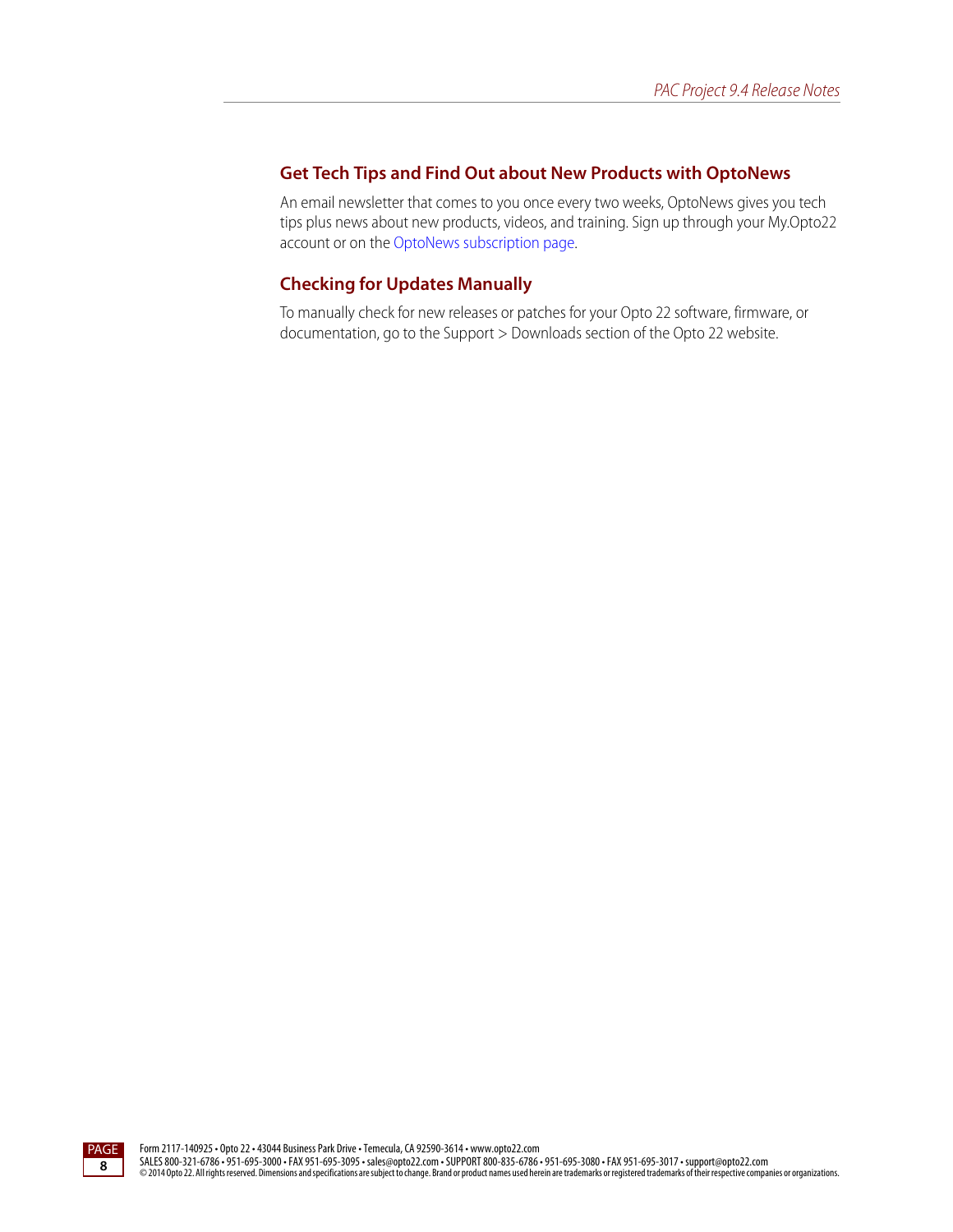## Get Tech Tips and Find Out about New Products with OptoNews

An email newsletter that comes to you once every two weeks, OptoNews gives you tech tips plus news about new products, videos, and training. Sign up through your My.Opto22 account or on the OptoNews subscription page.

## Checking for Updates Manually

To manually check for new releases or patches for your Opto 22 software, firmware, or documentation, go to the Support > Downloads section of the Opto 22 website.